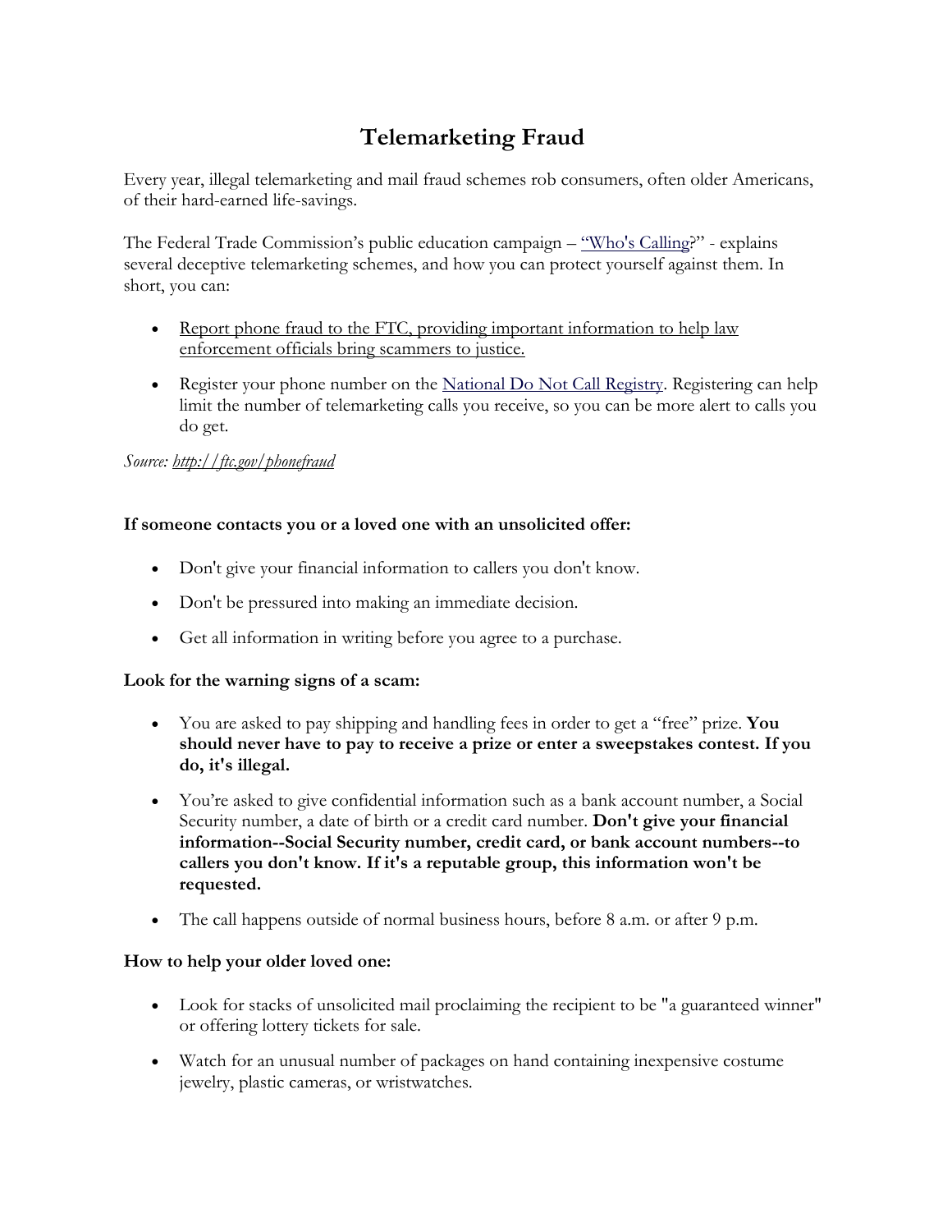# Telemarketing Fraud

Every year, illegal telemarketing and mail fraud schemes rob consumers, often older Americans, of their hard-earned life-savings.

The Federal Trade Commission's public education campaign – "Who's Calling?" - explains several deceptive telemarketing schemes, and how you can protect yourself against them. In short, you can:

- Report phone fraud to the FTC, providing important information to help law enforcement officials bring scammers to justice.
- Register your phone number on the National Do Not Call Registry. Registering can help limit the number of telemarketing calls you receive, so you can be more alert to calls you do get.

*Source: http://ftc.gov/phonefraud*

**If someone contacts you or a loved one with an unsolicited offer:**

- Don't give your financial information to callers you don't know.
- Don't be pressured into making an immediate decision.
- Get all information in writing before you agree to a purchase.

**Look for the warning signs of a scam:**

- You are asked to pay shipping and handling fees in order to get a "free" prize. **You should never have to pay to receive a prize or enter a sweepstakes contest. If you do, it's illegal.**
- You're asked to give confidential information such as a bank account number, a Social Security number, a date of birth or a credit card number. **Don't give your financial information--Social Security number, credit card, or bank account numbers--to callers you don't know. If it's a reputable group, this information won't be requested.**
- The call happens outside of normal business hours, before 8 a.m. or after 9 p.m.

**How to help your older loved one:**

- Look for stacks of unsolicited mail proclaiming the recipient to be "a guaranteed winner" or offering lottery tickets for sale.
- Watch for an unusual number of packages on hand containing inexpensive costume jewelry, plastic cameras, or wristwatches.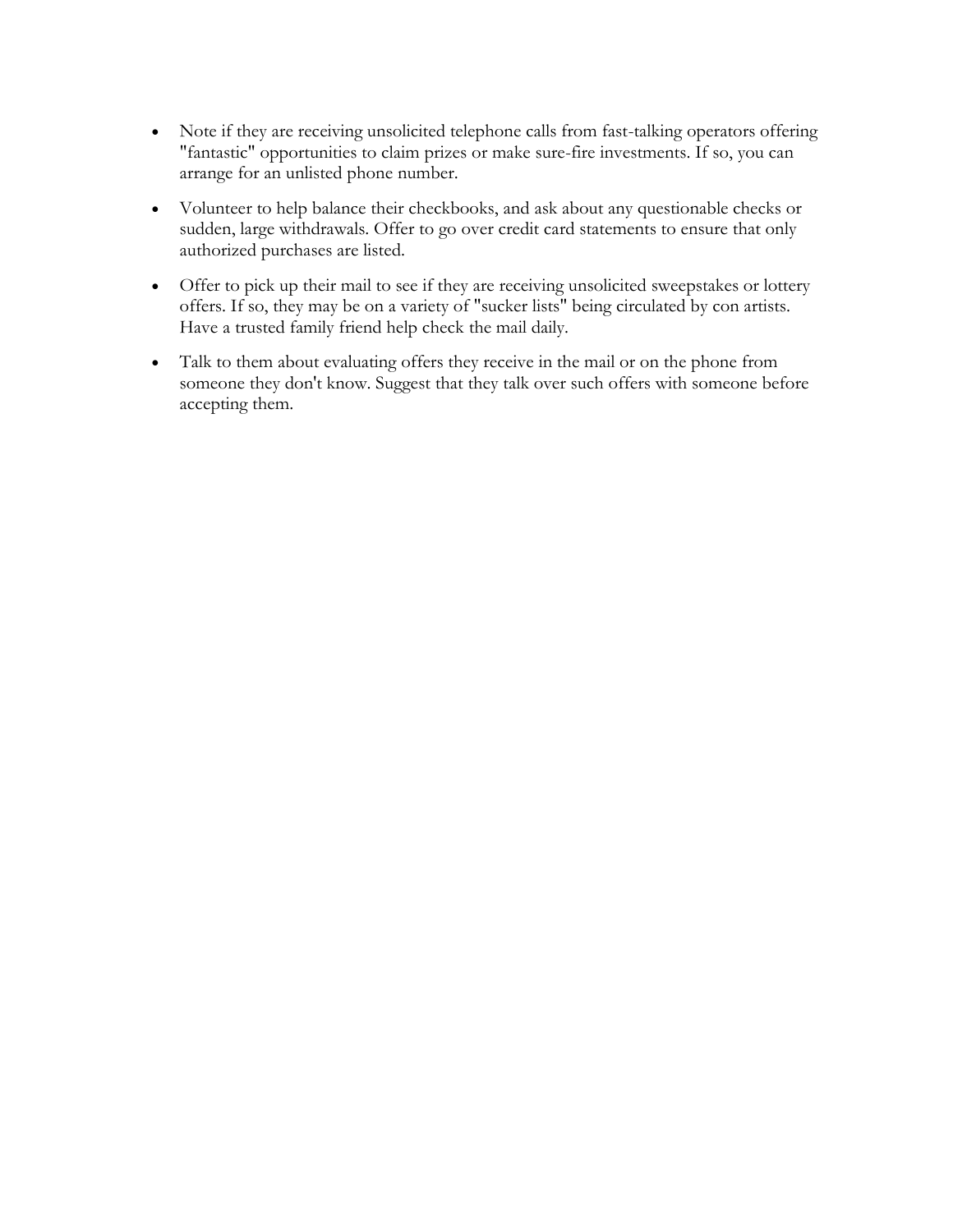- Note if they are receiving unsolicited telephone calls from fast-talking operators offering "fantastic" opportunities to claim prizes or make sure-fire investments. If so, you can arrange for an unlisted phone number.
- Volunteer to help balance their checkbooks, and ask about any questionable checks or sudden, large withdrawals. Offer to go over credit card statements to ensure that only authorized purchases are listed.
- Offer to pick up their mail to see if they are receiving unsolicited sweepstakes or lottery offers. If so, they may be on a variety of "sucker lists" being circulated by con artists. Have a trusted family friend help check the mail daily.
- Talk to them about evaluating offers they receive in the mail or on the phone from someone they don't know. Suggest that they talk over such offers with someone before accepting them.